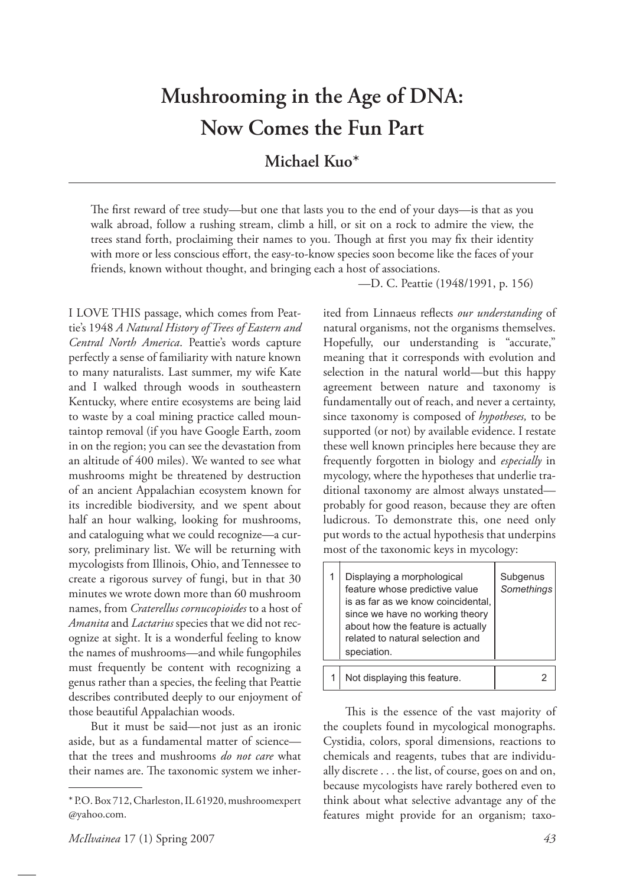# Mushrooming in the Age of DNA: Now Comes the Fun Part

## Michael Kuo*

> The first reward of tree study—but one that lasts you to the end of your days—is that as you walk abroad, follow a rushing stream, climb a hill, or sit on a rock to admire the view, the trees stand forth, proclaiming their names to you. Though at first you may fix their identity with more or less conscious effort, the easy-to-know species soon become like the faces of your friends, known without thought, and bringing each a host of associations.
>
> —D. C. Peattie (1948/1991, p. 156)

I LOVE THIS passage, which comes from Peattie's 1948 *A Natural History of Trees of Eastern and Central North America*. Peattie's words capture perfectly a sense of familiarity with nature known to many naturalists. Last summer, my wife Kate and I walked through woods in southeastern Kentucky, where entire ecosystems are being laid to waste by a coal mining practice called mountaintop removal (if you have Google Earth, zoom in on the region; you can see the devastation from an altitude of 400 miles). We wanted to see what mushrooms might be threatened by destruction of an ancient Appalachian ecosystem known for its incredible biodiversity, and we spent about half an hour walking, looking for mushrooms, and cataloguing what we could recognize—a cursory, preliminary list. We will be returning with mycologists from Illinois, Ohio, and Tennessee to create a rigorous survey of fungi, but in that 30 minutes we wrote down more than 60 mushroom names, from *Craterellus cornucopioides* to a host of *Amanita* and *Lactarius* species that we did not recognize at sight. It is a wonderful feeling to know the names of mushrooms—and while fungophiles must frequently be content with recognizing a genus rather than a species, the feeling that Peattie describes contributed deeply to our enjoyment of those beautiful Appalachian woods.

But it must be said—not just as an ironic aside, but as a fundamental matter of science—that the trees and mushrooms *do not care* what their names are. The taxonomic system we inherited from Linnaeus reflects *our understanding* of natural organisms, not the organisms themselves. Hopefully, our understanding is "accurate," meaning that it corresponds with evolution and selection in the natural world—but this happy agreement between nature and taxonomy is fundamentally out of reach, and never a certainty, since taxonomy is composed of *hypotheses,* to be supported (or not) by available evidence. I restate these well known principles here because they are frequently forgotten in biology and *especially* in mycology, where the hypotheses that underlie traditional taxonomy are almost always unstated—probably for good reason, because they are often ludicrous. To demonstrate this, one need only put words to the actual hypothesis that underpins most of the taxonomic keys in mycology:

| | | |
|---|---|---|
| 1 | Displaying a morphological feature whose predictive value is as far as we know coincidental, since we have no working theory about how the feature is actually related to natural selection and speciation. | Subgenus *Somethings* |
| 1 | Not displaying this feature. | 2 |

This is the essence of the vast majority of the couplets found in mycological monographs. Cystidia, colors, sporal dimensions, reactions to chemicals and reagents, tubes that are individually discrete . . . the list, of course, goes on and on, because mycologists have rarely bothered even to think about what selective advantage any of the features might provide for an organism; taxo-

* P.O. Box 712, Charleston, IL 61920, mushroomexpert@yahoo.com.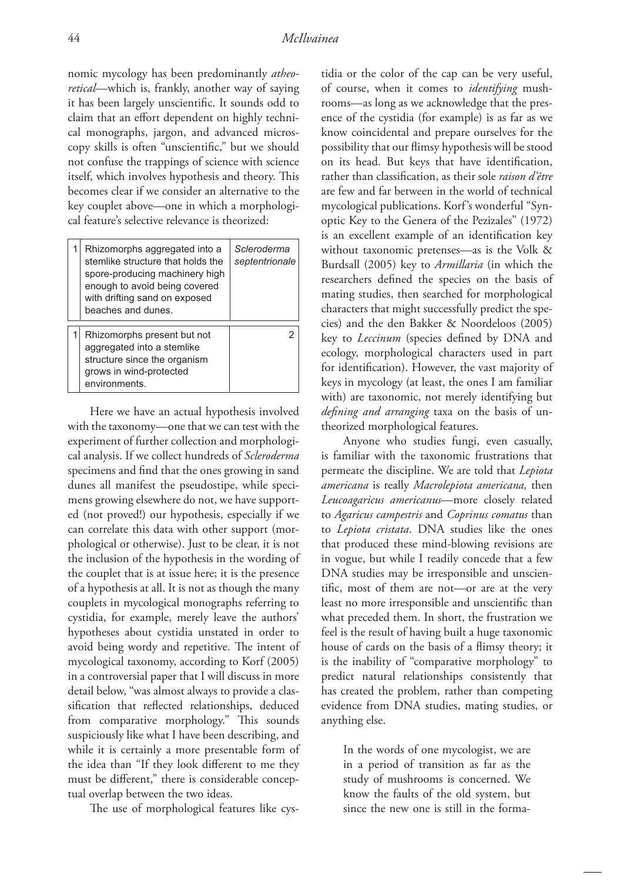nomic mycology has been predominantly *atheoretical*—which is, frankly, another way of saying it has been largely unscientific. It sounds odd to claim that an effort dependent on highly technical monographs, jargon, and advanced microscopy skills is often "unscientific," but we should not confuse the trappings of science with science itself, which involves hypothesis and theory. This becomes clear if we consider an alternative to the key couplet above—one in which a morphological feature's selective relevance is theorized:

| | | |
|---|---|---|
| 1 | Rhizomorphs aggregated into a stemlike structure that holds the spore-producing machinery high enough to avoid being covered with drifting sand on exposed beaches and dunes. | *Scleroderma septentrionale* |
| 1 | Rhizomorphs present but not aggregated into a stemlike structure since the organism grows in wind-protected environments. | 2 |

Here we have an actual hypothesis involved with the taxonomy—one that we can test with the experiment of further collection and morphological analysis. If we collect hundreds of *Scleroderma* specimens and find that the ones growing in sand dunes all manifest the pseudostipe, while specimens growing elsewhere do not, we have supported (not proved!) our hypothesis, especially if we can correlate this data with other support (morphological or otherwise). Just to be clear, it is not the inclusion of the hypothesis in the wording of the couplet that is at issue here; it is the presence of a hypothesis at all. It is not as though the many couplets in mycological monographs referring to cystidia, for example, merely leave the authors' hypotheses about cystidia unstated in order to avoid being wordy and repetitive. The intent of mycological taxonomy, according to Korf (2005) in a controversial paper that I will discuss in more detail below, "was almost always to provide a classification that reflected relationships, deduced from comparative morphology." This sounds suspiciously like what I have been describing, and while it is certainly a more presentable form of the idea than "If they look different to me they must be different," there is considerable conceptual overlap between the two ideas.

The use of morphological features like cystidia or the color of the cap can be very useful, of course, when it comes to *identifying* mushrooms—as long as we acknowledge that the presence of the cystidia (for example) is as far as we know coincidental and prepare ourselves for the possibility that our flimsy hypothesis will be stood on its head. But keys that have identification, rather than classification, as their sole *raison d'être* are few and far between in the world of technical mycological publications. Korf's wonderful "Synoptic Key to the Genera of the Pezizales" (1972) is an excellent example of an identification key without taxonomic pretenses—as is the Volk & Burdsall (2005) key to *Armillaria* (in which the researchers defined the species on the basis of mating studies, then searched for morphological characters that might successfully predict the species) and the den Bakker & Noordeloos (2005) key to *Leccinum* (species defined by DNA and ecology, morphological characters used in part for identification). However, the vast majority of keys in mycology (at least, the ones I am familiar with) are taxonomic, not merely identifying but *defining and arranging* taxa on the basis of untheorized morphological features.

Anyone who studies fungi, even casually, is familiar with the taxonomic frustrations that permeate the discipline. We are told that *Lepiota americana* is really *Macrolepiota americana,* then *Leucoagaricus americanus*—more closely related to *Agaricus campestris* and *Coprinus comatus* than to *Lepiota cristata*. DNA studies like the ones that produced these mind-blowing revisions are in vogue, but while I readily concede that a few DNA studies may be irresponsible and unscientific, most of them are not—or are at the very least no more irresponsible and unscientific than what preceded them. In short, the frustration we feel is the result of having built a huge taxonomic house of cards on the basis of a flimsy theory; it is the inability of "comparative morphology" to predict natural relationships consistently that has created the problem, rather than competing evidence from DNA studies, mating studies, or anything else.

> In the words of one mycologist, we are in a period of transition as far as the study of mushrooms is concerned. We know the faults of the old system, but since the new one is still in the forma-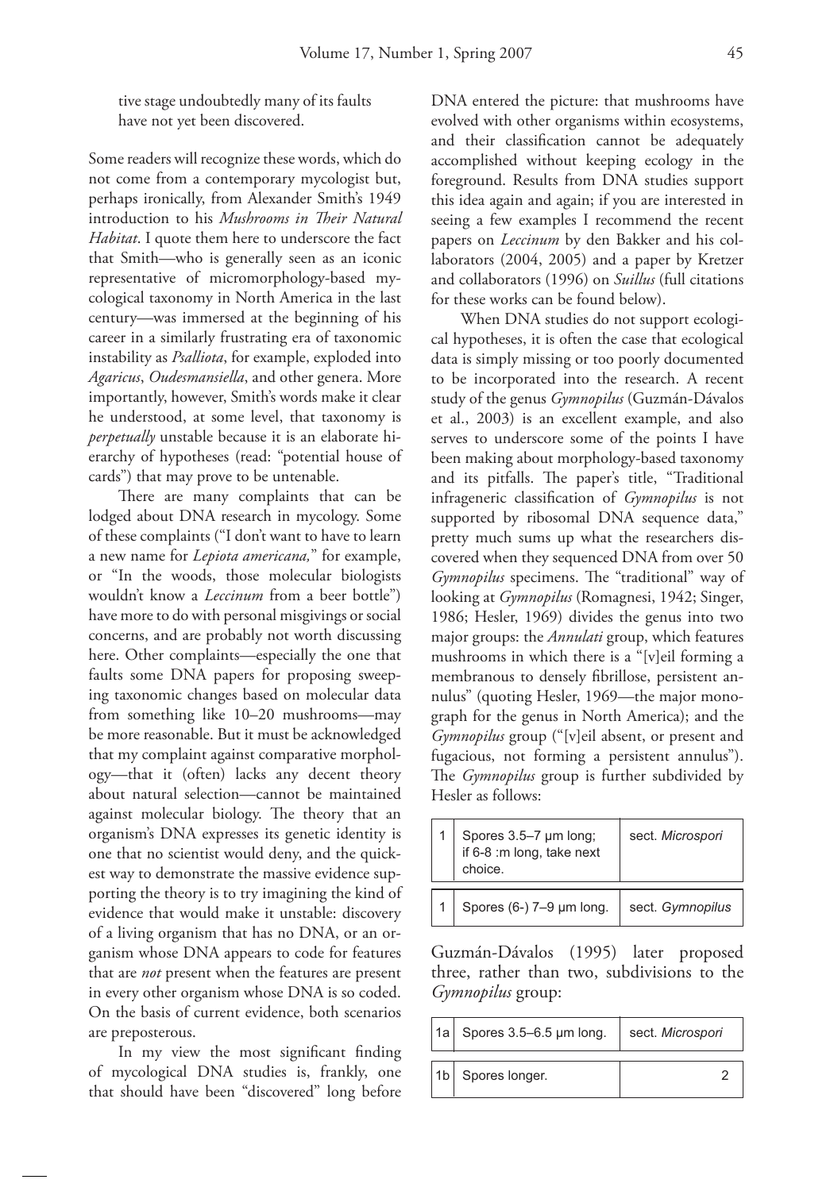tive stage undoubtedly many of its faults have not yet been discovered.

Some readers will recognize these words, which do not come from a contemporary mycologist but, perhaps ironically, from Alexander Smith's 1949 introduction to his *Mushrooms in Their Natural Habitat*. I quote them here to underscore the fact that Smith—who is generally seen as an iconic representative of micromorphology-based mycological taxonomy in North America in the last century—was immersed at the beginning of his career in a similarly frustrating era of taxonomic instability as *Psalliota*, for example, exploded into *Agaricus*, *Oudesmansiella*, and other genera. More importantly, however, Smith's words make it clear he understood, at some level, that taxonomy is *perpetually* unstable because it is an elaborate hierarchy of hypotheses (read: "potential house of cards") that may prove to be untenable.

There are many complaints that can be lodged about DNA research in mycology. Some of these complaints ("I don't want to have to learn a new name for *Lepiota americana,*" for example, or "In the woods, those molecular biologists wouldn't know a *Leccinum* from a beer bottle") have more to do with personal misgivings or social concerns, and are probably not worth discussing here. Other complaints—especially the one that faults some DNA papers for proposing sweeping taxonomic changes based on molecular data from something like 10–20 mushrooms—may be more reasonable. But it must be acknowledged that my complaint against comparative morphology—that it (often) lacks any decent theory about natural selection—cannot be maintained against molecular biology. The theory that an organism's DNA expresses its genetic identity is one that no scientist would deny, and the quickest way to demonstrate the massive evidence supporting the theory is to try imagining the kind of evidence that would make it unstable: discovery of a living organism that has no DNA, or an organism whose DNA appears to code for features that are *not* present when the features are present in every other organism whose DNA is so coded. On the basis of current evidence, both scenarios are preposterous.

In my view the most significant finding of mycological DNA studies is, frankly, one that should have been "discovered" long before DNA entered the picture: that mushrooms have evolved with other organisms within ecosystems, and their classification cannot be adequately accomplished without keeping ecology in the foreground. Results from DNA studies support this idea again and again; if you are interested in seeing a few examples I recommend the recent papers on *Leccinum* by den Bakker and his collaborators (2004, 2005) and a paper by Kretzer and collaborators (1996) on *Suillus* (full citations for these works can be found below).

When DNA studies do not support ecological hypotheses, it is often the case that ecological data is simply missing or too poorly documented to be incorporated into the research. A recent study of the genus *Gymnopilus* (Guzmán-Dávalos et al., 2003) is an excellent example, and also serves to underscore some of the points I have been making about morphology-based taxonomy and its pitfalls. The paper's title, "Traditional infrageneric classification of *Gymnopilus* is not supported by ribosomal DNA sequence data," pretty much sums up what the researchers discovered when they sequenced DNA from over 50 *Gymnopilus* specimens. The "traditional" way of looking at *Gymnopilus* (Romagnesi, 1942; Singer, 1986; Hesler, 1969) divides the genus into two major groups: the *Annulati* group, which features mushrooms in which there is a "[v]eil forming a membranous to densely fibrillose, persistent annulus" (quoting Hesler, 1969—the major monograph for the genus in North America); and the *Gymnopilus* group ("[v]eil absent, or present and fugacious, not forming a persistent annulus"). The *Gymnopilus* group is further subdivided by Hesler as follows:

| | | |
|---|---|---|
| 1 | Spores 3.5–7 µm long; if 6-8 :m long, take next choice. | sect. *Microspori* |
| 1 | Spores (6-) 7–9 µm long. | sect. *Gymnopilus* |

Guzmán-Dávalos (1995) later proposed three, rather than two, subdivisions to the *Gymnopilus* group:

| | | |
|---|---|---|
| 1a | Spores 3.5–6.5 µm long. | sect. *Microspori* |
| 1b | Spores longer. | 2 |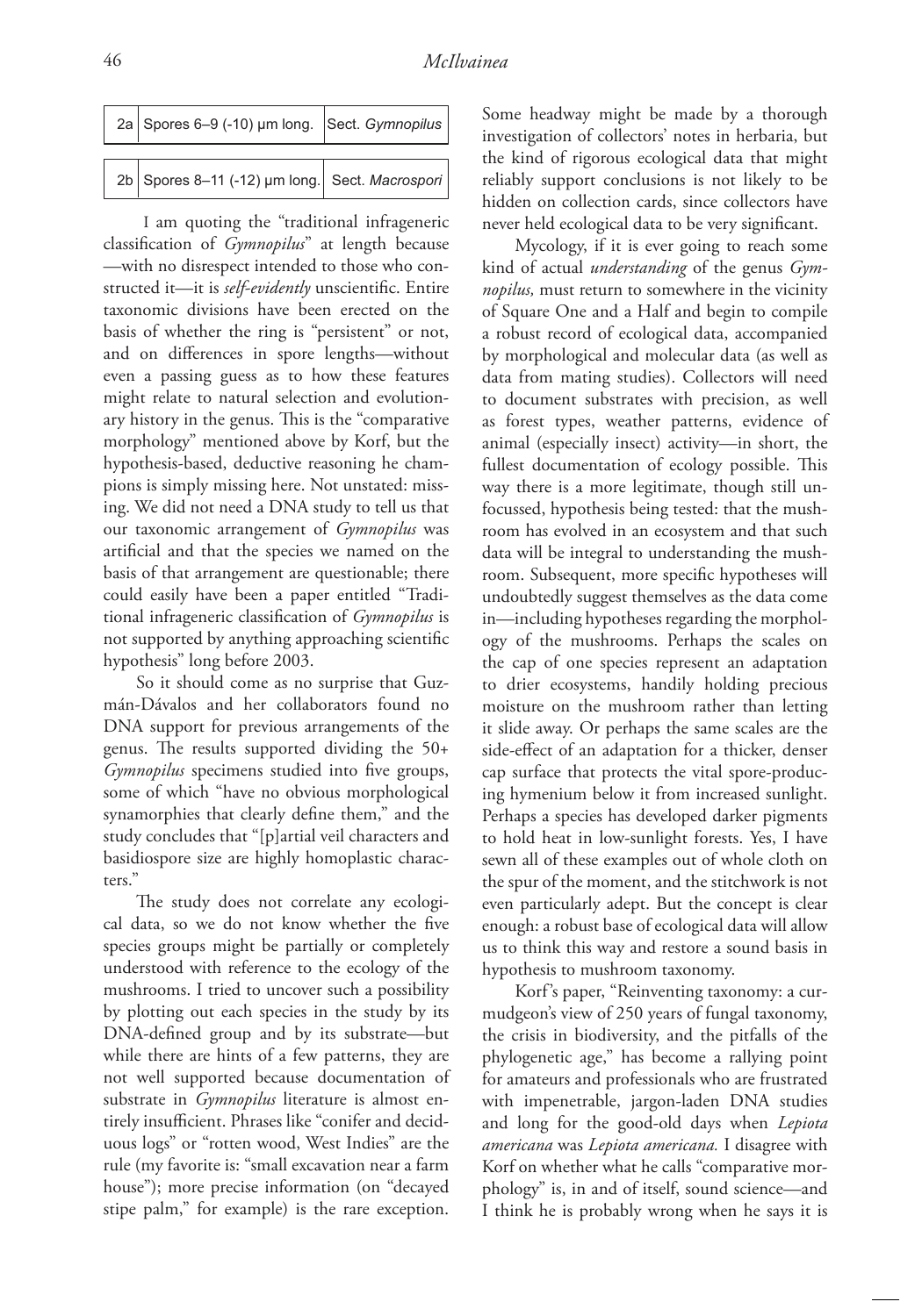| | | |
|---|---|---|
| 2a | Spores 6–9 (-10) µm long. | Sect. *Gymnopilus* |
| 2b | Spores 8–11 (-12) µm long. | Sect. *Macrospori* |

I am quoting the "traditional infrageneric classification of *Gymnopilus*" at length because —with no disrespect intended to those who constructed it—it is *self-evidently* unscientific. Entire taxonomic divisions have been erected on the basis of whether the ring is "persistent" or not, and on differences in spore lengths—without even a passing guess as to how these features might relate to natural selection and evolutionary history in the genus. This is the "comparative morphology" mentioned above by Korf, but the hypothesis-based, deductive reasoning he champions is simply missing here. Not unstated: missing. We did not need a DNA study to tell us that our taxonomic arrangement of *Gymnopilus* was artificial and that the species we named on the basis of that arrangement are questionable; there could easily have been a paper entitled "Traditional infrageneric classification of *Gymnopilus* is not supported by anything approaching scientific hypothesis" long before 2003.

So it should come as no surprise that Guzmán-Dávalos and her collaborators found no DNA support for previous arrangements of the genus. The results supported dividing the 50+ *Gymnopilus* specimens studied into five groups, some of which "have no obvious morphological synamorphies that clearly define them," and the study concludes that "[p]artial veil characters and basidiospore size are highly homoplastic characters."

The study does not correlate any ecological data, so we do not know whether the five species groups might be partially or completely understood with reference to the ecology of the mushrooms. I tried to uncover such a possibility by plotting out each species in the study by its DNA-defined group and by its substrate—but while there are hints of a few patterns, they are not well supported because documentation of substrate in *Gymnopilus* literature is almost entirely insufficient. Phrases like "conifer and deciduous logs" or "rotten wood, West Indies" are the rule (my favorite is: "small excavation near a farm house"); more precise information (on "decayed stipe palm," for example) is the rare exception. Some headway might be made by a thorough investigation of collectors' notes in herbaria, but the kind of rigorous ecological data that might reliably support conclusions is not likely to be hidden on collection cards, since collectors have never held ecological data to be very significant.

Mycology, if it is ever going to reach some kind of actual *understanding* of the genus *Gymnopilus,* must return to somewhere in the vicinity of Square One and a Half and begin to compile a robust record of ecological data, accompanied by morphological and molecular data (as well as data from mating studies). Collectors will need to document substrates with precision, as well as forest types, weather patterns, evidence of animal (especially insect) activity—in short, the fullest documentation of ecology possible. This way there is a more legitimate, though still unfocussed, hypothesis being tested: that the mushroom has evolved in an ecosystem and that such data will be integral to understanding the mushroom. Subsequent, more specific hypotheses will undoubtedly suggest themselves as the data come in—including hypotheses regarding the morphology of the mushrooms. Perhaps the scales on the cap of one species represent an adaptation to drier ecosystems, handily holding precious moisture on the mushroom rather than letting it slide away. Or perhaps the same scales are the side-effect of an adaptation for a thicker, denser cap surface that protects the vital spore-producing hymenium below it from increased sunlight. Perhaps a species has developed darker pigments to hold heat in low-sunlight forests. Yes, I have sewn all of these examples out of whole cloth on the spur of the moment, and the stitchwork is not even particularly adept. But the concept is clear enough: a robust base of ecological data will allow us to think this way and restore a sound basis in hypothesis to mushroom taxonomy.

Korf's paper, "Reinventing taxonomy: a curmudgeon's view of 250 years of fungal taxonomy, the crisis in biodiversity, and the pitfalls of the phylogenetic age," has become a rallying point for amateurs and professionals who are frustrated with impenetrable, jargon-laden DNA studies and long for the good-old days when *Lepiota americana* was *Lepiota americana.* I disagree with Korf on whether what he calls "comparative morphology" is, in and of itself, sound science—and I think he is probably wrong when he says it is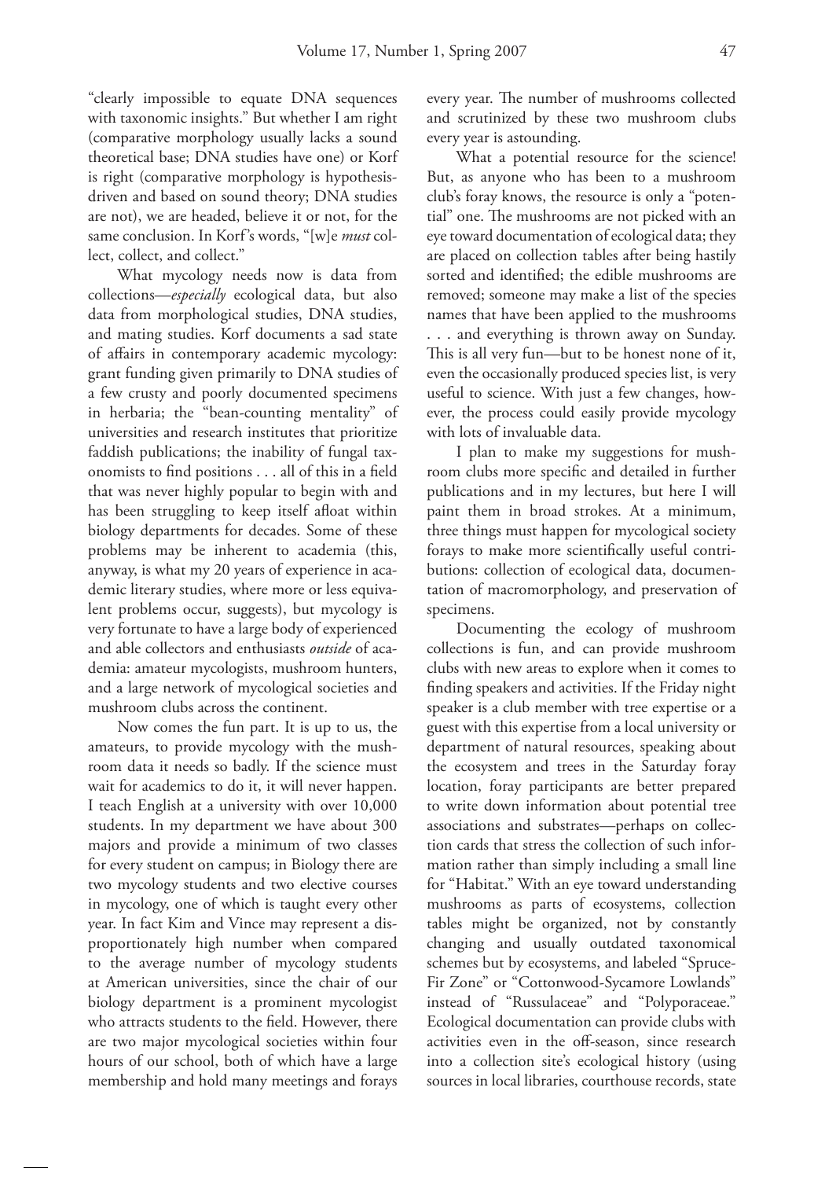"clearly impossible to equate DNA sequences with taxonomic insights." But whether I am right (comparative morphology usually lacks a sound theoretical base; DNA studies have one) or Korf is right (comparative morphology is hypothesis-driven and based on sound theory; DNA studies are not), we are headed, believe it or not, for the same conclusion. In Korf's words, "[w]e *must* collect, collect, and collect."

What mycology needs now is data from collections—*especially* ecological data, but also data from morphological studies, DNA studies, and mating studies. Korf documents a sad state of affairs in contemporary academic mycology: grant funding given primarily to DNA studies of a few crusty and poorly documented specimens in herbaria; the "bean-counting mentality" of universities and research institutes that prioritize faddish publications; the inability of fungal taxonomists to find positions . . . all of this in a field that was never highly popular to begin with and has been struggling to keep itself afloat within biology departments for decades. Some of these problems may be inherent to academia (this, anyway, is what my 20 years of experience in academic literary studies, where more or less equivalent problems occur, suggests), but mycology is very fortunate to have a large body of experienced and able collectors and enthusiasts *outside* of academia: amateur mycologists, mushroom hunters, and a large network of mycological societies and mushroom clubs across the continent.

Now comes the fun part. It is up to us, the amateurs, to provide mycology with the mushroom data it needs so badly. If the science must wait for academics to do it, it will never happen. I teach English at a university with over 10,000 students. In my department we have about 300 majors and provide a minimum of two classes for every student on campus; in Biology there are two mycology students and two elective courses in mycology, one of which is taught every other year. In fact Kim and Vince may represent a disproportionately high number when compared to the average number of mycology students at American universities, since the chair of our biology department is a prominent mycologist who attracts students to the field. However, there are two major mycological societies within four hours of our school, both of which have a large membership and hold many meetings and forays every year. The number of mushrooms collected and scrutinized by these two mushroom clubs every year is astounding.

What a potential resource for the science! But, as anyone who has been to a mushroom club's foray knows, the resource is only a "potential" one. The mushrooms are not picked with an eye toward documentation of ecological data; they are placed on collection tables after being hastily sorted and identified; the edible mushrooms are removed; someone may make a list of the species names that have been applied to the mushrooms . . . and everything is thrown away on Sunday. This is all very fun—but to be honest none of it, even the occasionally produced species list, is very useful to science. With just a few changes, however, the process could easily provide mycology with lots of invaluable data.

I plan to make my suggestions for mushroom clubs more specific and detailed in further publications and in my lectures, but here I will paint them in broad strokes. At a minimum, three things must happen for mycological society forays to make more scientifically useful contributions: collection of ecological data, documentation of macromorphology, and preservation of specimens.

Documenting the ecology of mushroom collections is fun, and can provide mushroom clubs with new areas to explore when it comes to finding speakers and activities. If the Friday night speaker is a club member with tree expertise or a guest with this expertise from a local university or department of natural resources, speaking about the ecosystem and trees in the Saturday foray location, foray participants are better prepared to write down information about potential tree associations and substrates—perhaps on collection cards that stress the collection of such information rather than simply including a small line for "Habitat." With an eye toward understanding mushrooms as parts of ecosystems, collection tables might be organized, not by constantly changing and usually outdated taxonomical schemes but by ecosystems, and labeled "Spruce-Fir Zone" or "Cottonwood-Sycamore Lowlands" instead of "Russulaceae" and "Polyporaceae." Ecological documentation can provide clubs with activities even in the off-season, since research into a collection site's ecological history (using sources in local libraries, courthouse records, state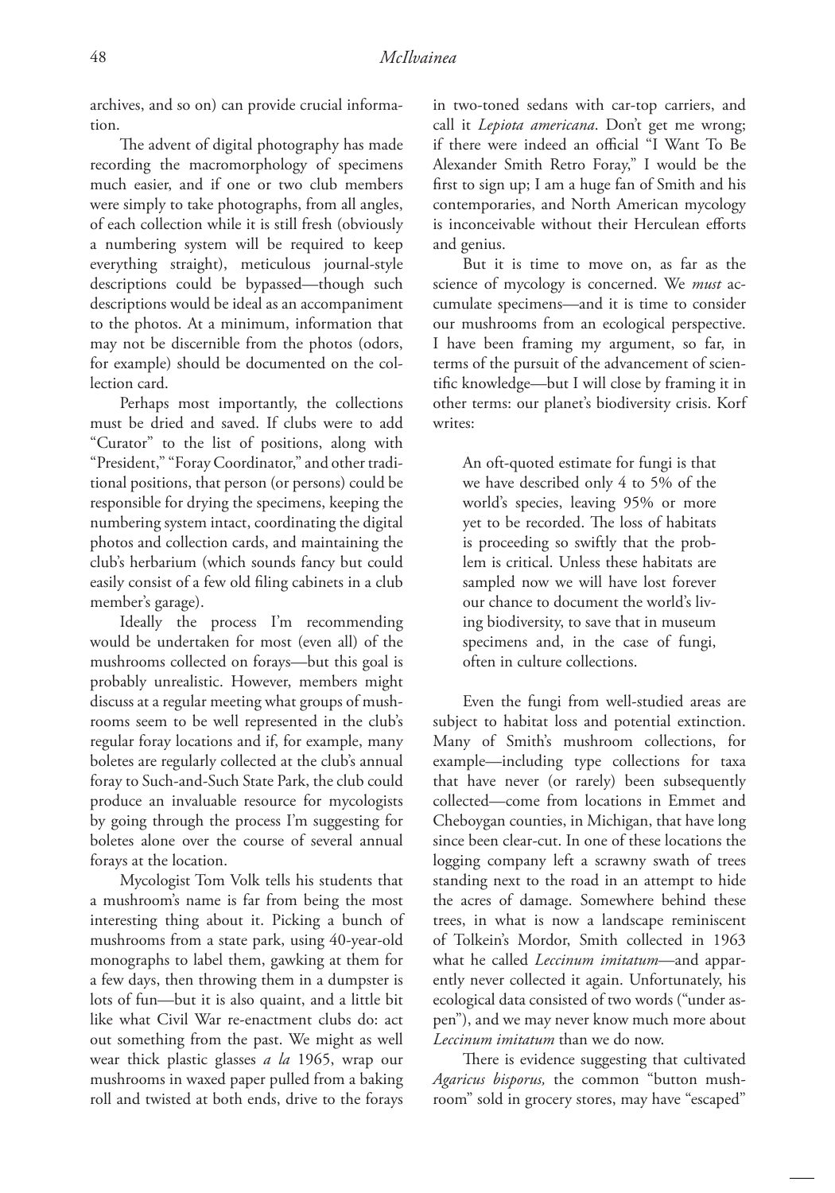archives, and so on) can provide crucial information.

The advent of digital photography has made recording the macromorphology of specimens much easier, and if one or two club members were simply to take photographs, from all angles, of each collection while it is still fresh (obviously a numbering system will be required to keep everything straight), meticulous journal-style descriptions could be bypassed—though such descriptions would be ideal as an accompaniment to the photos. At a minimum, information that may not be discernible from the photos (odors, for example) should be documented on the collection card.

Perhaps most importantly, the collections must be dried and saved. If clubs were to add "Curator" to the list of positions, along with "President," "Foray Coordinator," and other traditional positions, that person (or persons) could be responsible for drying the specimens, keeping the numbering system intact, coordinating the digital photos and collection cards, and maintaining the club's herbarium (which sounds fancy but could easily consist of a few old filing cabinets in a club member's garage).

Ideally the process I'm recommending would be undertaken for most (even all) of the mushrooms collected on forays—but this goal is probably unrealistic. However, members might discuss at a regular meeting what groups of mushrooms seem to be well represented in the club's regular foray locations and if, for example, many boletes are regularly collected at the club's annual foray to Such-and-Such State Park, the club could produce an invaluable resource for mycologists by going through the process I'm suggesting for boletes alone over the course of several annual forays at the location.

Mycologist Tom Volk tells his students that a mushroom's name is far from being the most interesting thing about it. Picking a bunch of mushrooms from a state park, using 40-year-old monographs to label them, gawking at them for a few days, then throwing them in a dumpster is lots of fun—but it is also quaint, and a little bit like what Civil War re-enactment clubs do: act out something from the past. We might as well wear thick plastic glasses *a la* 1965, wrap our mushrooms in waxed paper pulled from a baking roll and twisted at both ends, drive to the forays in two-toned sedans with car-top carriers, and call it *Lepiota americana*. Don't get me wrong; if there were indeed an official "I Want To Be Alexander Smith Retro Foray," I would be the first to sign up; I am a huge fan of Smith and his contemporaries, and North American mycology is inconceivable without their Herculean efforts and genius.

But it is time to move on, as far as the science of mycology is concerned. We *must* accumulate specimens—and it is time to consider our mushrooms from an ecological perspective. I have been framing my argument, so far, in terms of the pursuit of the advancement of scientific knowledge—but I will close by framing it in other terms: our planet's biodiversity crisis. Korf writes:

> An oft-quoted estimate for fungi is that we have described only 4 to 5% of the world's species, leaving 95% or more yet to be recorded. The loss of habitats is proceeding so swiftly that the problem is critical. Unless these habitats are sampled now we will have lost forever our chance to document the world's living biodiversity, to save that in museum specimens and, in the case of fungi, often in culture collections.

Even the fungi from well-studied areas are subject to habitat loss and potential extinction. Many of Smith's mushroom collections, for example—including type collections for taxa that have never (or rarely) been subsequently collected—come from locations in Emmet and Cheboygan counties, in Michigan, that have long since been clear-cut. In one of these locations the logging company left a scrawny swath of trees standing next to the road in an attempt to hide the acres of damage. Somewhere behind these trees, in what is now a landscape reminiscent of Tolkein's Mordor, Smith collected in 1963 what he called *Leccinum imitatum*—and apparently never collected it again. Unfortunately, his ecological data consisted of two words ("under aspen"), and we may never know much more about *Leccinum imitatum* than we do now.

There is evidence suggesting that cultivated *Agaricus bisporus,* the common "button mushroom" sold in grocery stores, may have "escaped"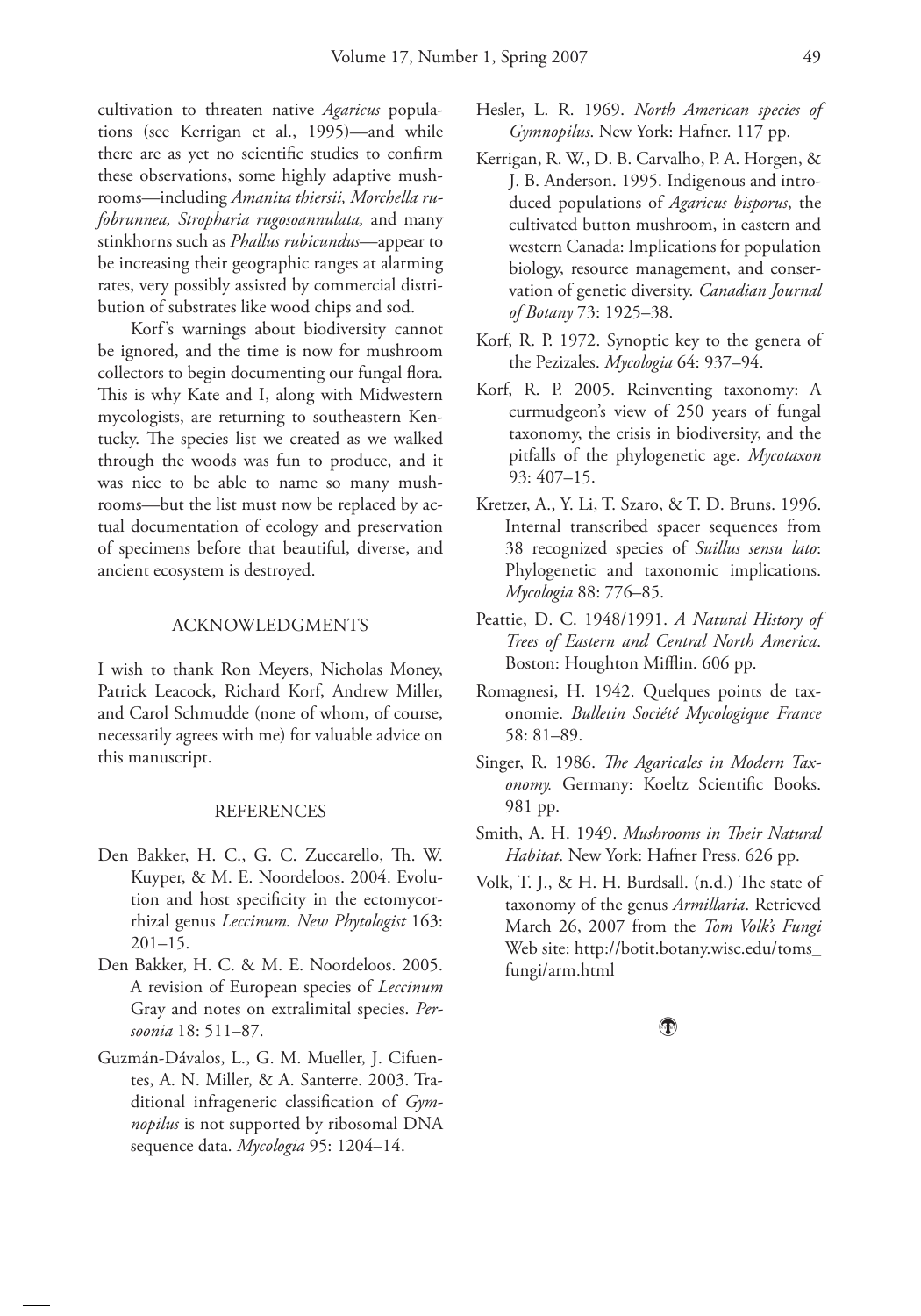cultivation to threaten native *Agaricus* populations (see Kerrigan et al., 1995)—and while there are as yet no scientific studies to confirm these observations, some highly adaptive mushrooms—including *Amanita thiersii, Morchella rufobrunnea, Stropharia rugosoannulata,* and many stinkhorns such as *Phallus rubicundus*—appear to be increasing their geographic ranges at alarming rates, very possibly assisted by commercial distribution of substrates like wood chips and sod.

Korf's warnings about biodiversity cannot be ignored, and the time is now for mushroom collectors to begin documenting our fungal flora. This is why Kate and I, along with Midwestern mycologists, are returning to southeastern Kentucky. The species list we created as we walked through the woods was fun to produce, and it was nice to be able to name so many mushrooms—but the list must now be replaced by actual documentation of ecology and preservation of specimens before that beautiful, diverse, and ancient ecosystem is destroyed.

## ACKNOWLEDGMENTS

I wish to thank Ron Meyers, Nicholas Money, Patrick Leacock, Richard Korf, Andrew Miller, and Carol Schmudde (none of whom, of course, necessarily agrees with me) for valuable advice on this manuscript.

## REFERENCES

Den Bakker, H. C., G. C. Zuccarello, Th. W. Kuyper, & M. E. Noordeloos. 2004. Evolution and host specificity in the ectomycorrhizal genus *Leccinum. New Phytologist* 163: 201–15.

Den Bakker, H. C. & M. E. Noordeloos. 2005. A revision of European species of *Leccinum* Gray and notes on extralimital species. *Persoonia* 18: 511–87.

Guzmán-Dávalos, L., G. M. Mueller, J. Cifuentes, A. N. Miller, & A. Santerre. 2003. Traditional infrageneric classification of *Gymnopilus* is not supported by ribosomal DNA sequence data. *Mycologia* 95: 1204–14.

Hesler, L. R. 1969. *North American species of Gymnopilus*. New York: Hafner. 117 pp.

Kerrigan, R. W., D. B. Carvalho, P. A. Horgen, & J. B. Anderson. 1995. Indigenous and introduced populations of *Agaricus bisporus*, the cultivated button mushroom, in eastern and western Canada: Implications for population biology, resource management, and conservation of genetic diversity. *Canadian Journal of Botany* 73: 1925–38.

Korf, R. P. 1972. Synoptic key to the genera of the Pezizales. *Mycologia* 64: 937–94.

Korf, R. P. 2005. Reinventing taxonomy: A curmudgeon's view of 250 years of fungal taxonomy, the crisis in biodiversity, and the pitfalls of the phylogenetic age. *Mycotaxon* 93: 407–15.

Kretzer, A., Y. Li, T. Szaro, & T. D. Bruns. 1996. Internal transcribed spacer sequences from 38 recognized species of *Suillus sensu lato*: Phylogenetic and taxonomic implications. *Mycologia* 88: 776–85.

Peattie, D. C. 1948/1991. *A Natural History of Trees of Eastern and Central North America*. Boston: Houghton Mifflin. 606 pp.

Romagnesi, H. 1942. Quelques points de taxonomie. *Bulletin Société Mycologique France* 58: 81–89.

Singer, R. 1986. *The Agaricales in Modern Taxonomy.* Germany: Koeltz Scientific Books. 981 pp.

Smith, A. H. 1949. *Mushrooms in Their Natural Habitat*. New York: Hafner Press. 626 pp.

Volk, T. J., & H. H. Burdsall. (n.d.) The state of taxonomy of the genus *Armillaria*. Retrieved March 26, 2007 from the *Tom Volk's Fungi* Web site: http://botit.botany.wisc.edu/toms_fungi/arm.html